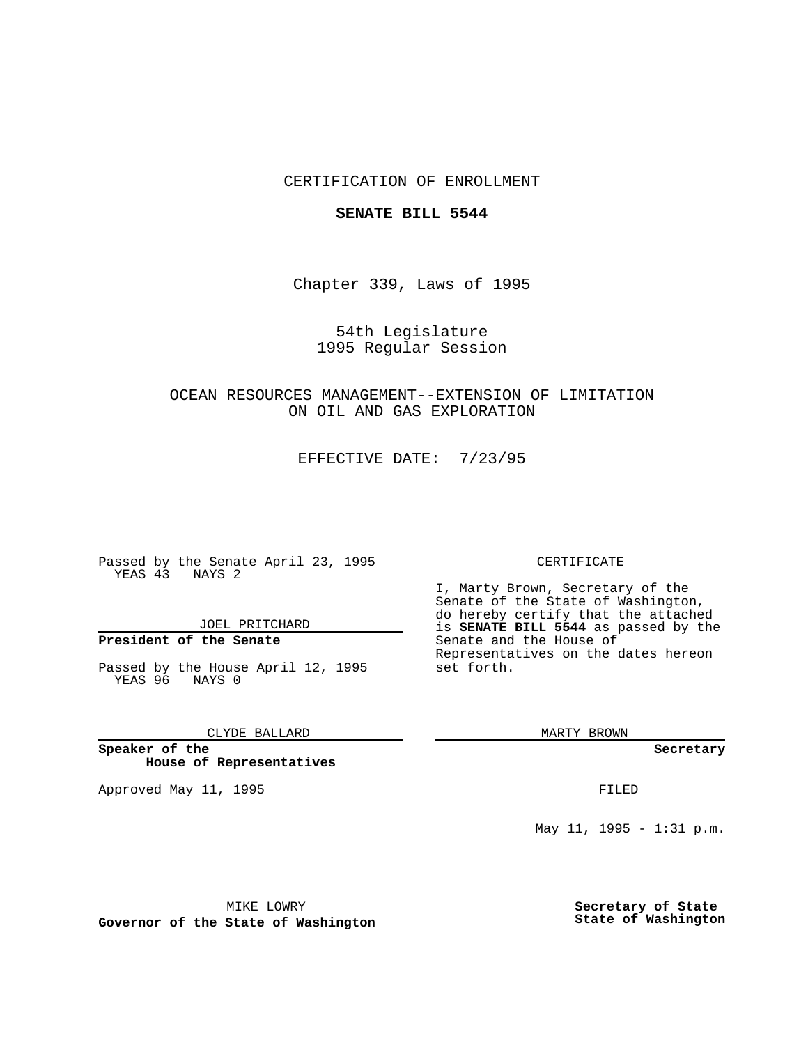CERTIFICATION OF ENROLLMENT

**SENATE BILL 5544**

Chapter 339, Laws of 1995

54th Legislature
1995 Regular Session

OCEAN RESOURCES MANAGEMENT--EXTENSION OF LIMITATION ON OIL AND GAS EXPLORATION

EFFECTIVE DATE: 7/23/95

Passed by the Senate April 23, 1995
YEAS 43 NAYS 2

JOEL PRITCHARD

**President of the Senate**

Passed by the House April 12, 1995
YEAS 96 NAYS 0

CLYDE BALLARD

**Speaker of the House of Representatives**

Approved May 11, 1995

MIKE LOWRY

**Governor of the State of Washington**

CERTIFICATE

I, Marty Brown, Secretary of the Senate of the State of Washington, do hereby certify that the attached is **SENATE BILL 5544** as passed by the Senate and the House of Representatives on the dates hereon set forth.

MARTY BROWN

**Secretary**

FILED

May 11, 1995 - 1:31 p.m.

**Secretary of State**
**State of Washington**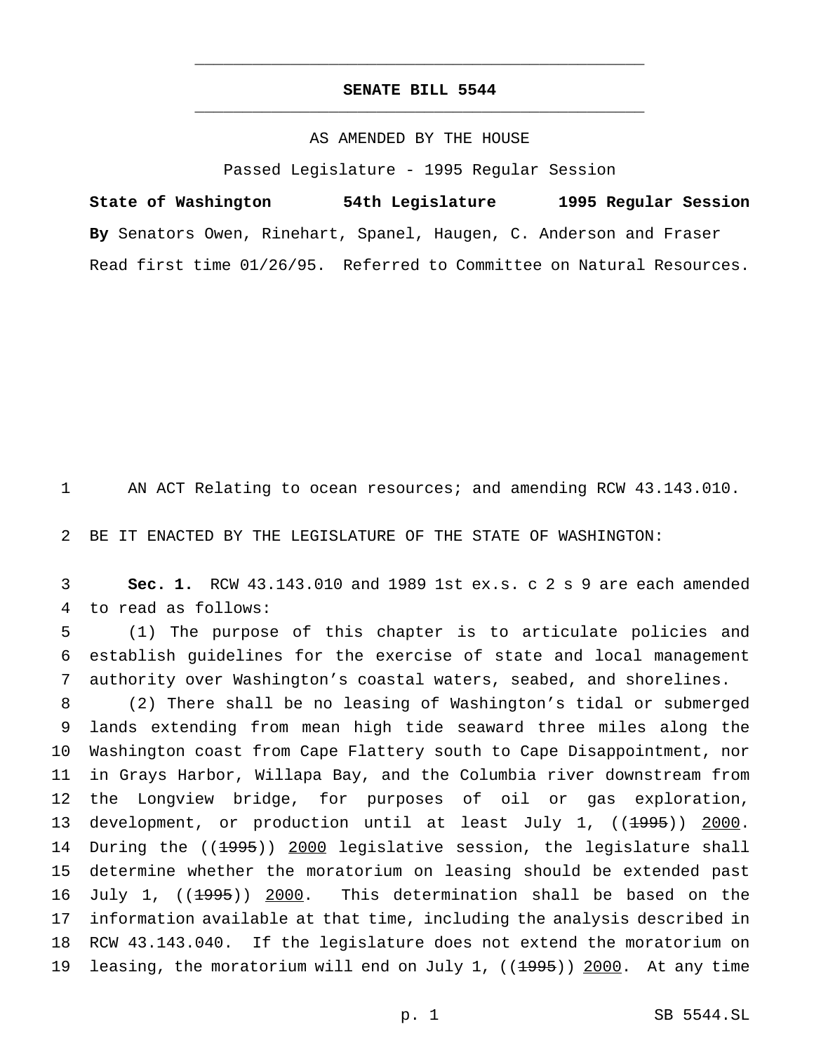# SENATE BILL 5544

AS AMENDED BY THE HOUSE

Passed Legislature - 1995 Regular Session

**State of Washington 54th Legislature 1995 Regular Session**

**By** Senators Owen, Rinehart, Spanel, Haugen, C. Anderson and Fraser

Read first time 01/26/95. Referred to Committee on Natural Resources.

AN ACT Relating to ocean resources; and amending RCW 43.143.010.

BE IT ENACTED BY THE LEGISLATURE OF THE STATE OF WASHINGTON:

**Sec. 1.** RCW 43.143.010 and 1989 1st ex.s. c 2 s 9 are each amended to read as follows:

(1) The purpose of this chapter is to articulate policies and establish guidelines for the exercise of state and local management authority over Washington's coastal waters, seabed, and shorelines.

(2) There shall be no leasing of Washington's tidal or submerged lands extending from mean high tide seaward three miles along the Washington coast from Cape Flattery south to Cape Disappointment, nor in Grays Harbor, Willapa Bay, and the Columbia river downstream from the Longview bridge, for purposes of oil or gas exploration, development, or production until at least July 1, ((~~1995~~)) <u>2000</u>. During the ((~~1995~~)) <u>2000</u> legislative session, the legislature shall determine whether the moratorium on leasing should be extended past July 1, ((~~1995~~)) <u>2000</u>. This determination shall be based on the information available at that time, including the analysis described in RCW 43.143.040. If the legislature does not extend the moratorium on leasing, the moratorium will end on July 1, ((~~1995~~)) <u>2000</u>. At any time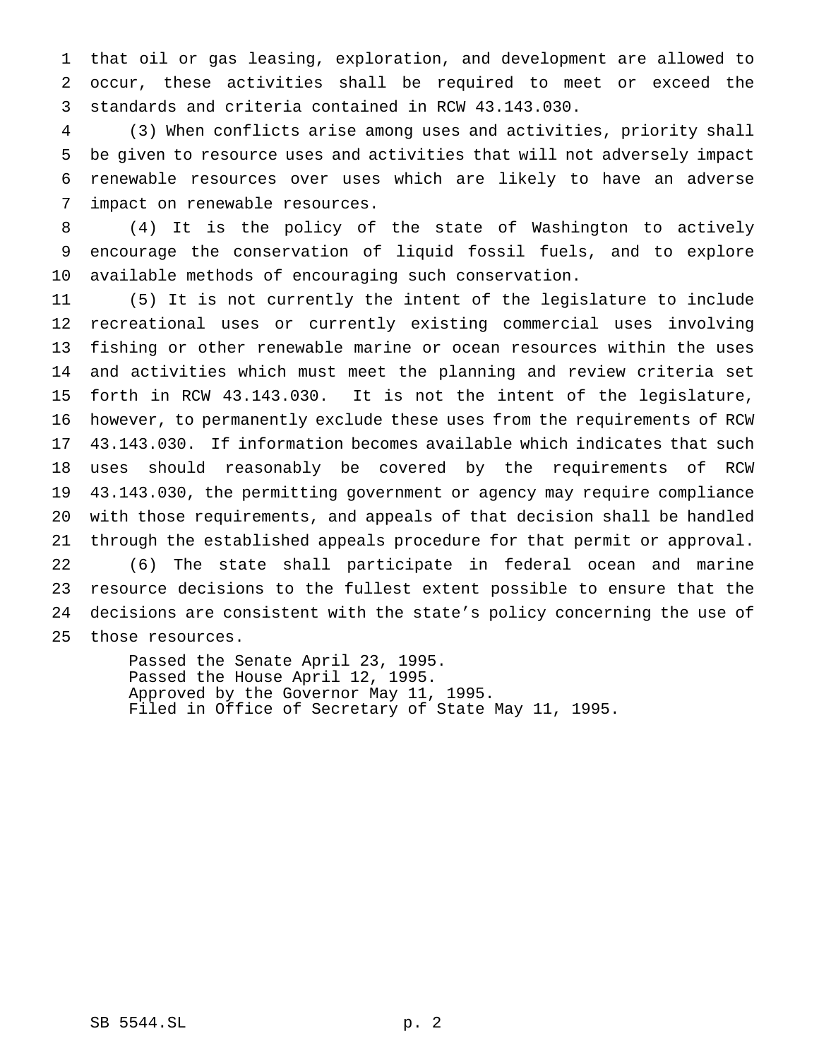that oil or gas leasing, exploration, and development are allowed to occur, these activities shall be required to meet or exceed the standards and criteria contained in RCW 43.143.030.

(3) When conflicts arise among uses and activities, priority shall be given to resource uses and activities that will not adversely impact renewable resources over uses which are likely to have an adverse impact on renewable resources.

(4) It is the policy of the state of Washington to actively encourage the conservation of liquid fossil fuels, and to explore available methods of encouraging such conservation.

(5) It is not currently the intent of the legislature to include recreational uses or currently existing commercial uses involving fishing or other renewable marine or ocean resources within the uses and activities which must meet the planning and review criteria set forth in RCW 43.143.030. It is not the intent of the legislature, however, to permanently exclude these uses from the requirements of RCW 43.143.030. If information becomes available which indicates that such uses should reasonably be covered by the requirements of RCW 43.143.030, the permitting government or agency may require compliance with those requirements, and appeals of that decision shall be handled through the established appeals procedure for that permit or approval.

(6) The state shall participate in federal ocean and marine resource decisions to the fullest extent possible to ensure that the decisions are consistent with the state's policy concerning the use of those resources.

Passed the Senate April 23, 1995.
Passed the House April 12, 1995.
Approved by the Governor May 11, 1995.
Filed in Office of Secretary of State May 11, 1995.